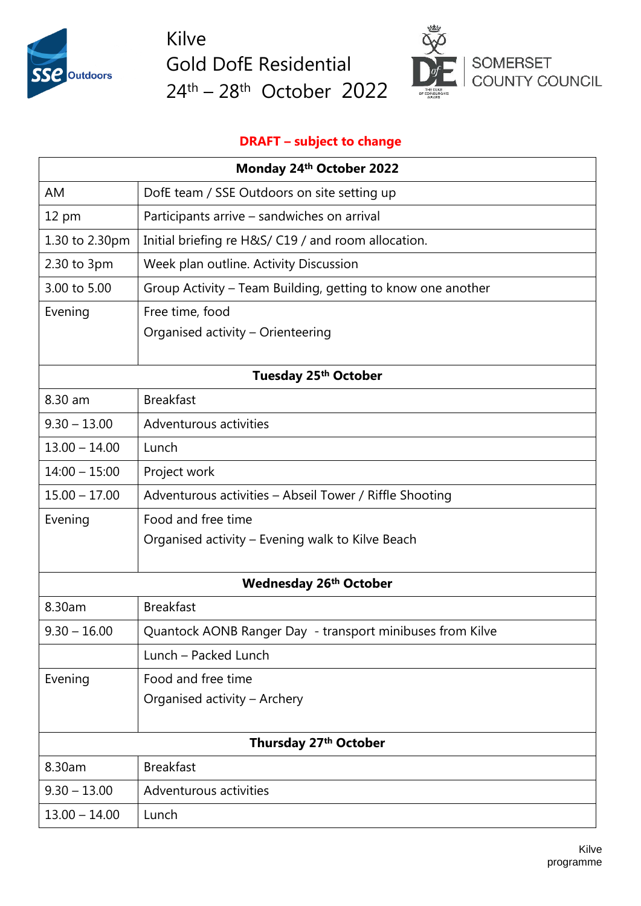# Kilve
# Gold DofE Residential
# 24th – 28th October 2022

SOMERSET COUNTY COUNCIL

**DRAFT – subject to change**

| **Monday 24th October 2022** | |
|---|---|
| AM | DofE team / SSE Outdoors on site setting up |
| 12 pm | Participants arrive – sandwiches on arrival |
| 1.30 to 2.30pm | Initial briefing re H&S/ C19 / and room allocation. |
| 2.30 to 3pm | Week plan outline. Activity Discussion |
| 3.00 to 5.00 | Group Activity – Team Building, getting to know one another |
| Evening | Free time, food<br>Organised activity – Orienteering |
| **Tuesday 25th October** | |
| 8.30 am | Breakfast |
| 9.30 – 13.00 | Adventurous activities |
| 13.00 – 14.00 | Lunch |
| 14:00 – 15:00 | Project work |
| 15.00 – 17.00 | Adventurous activities – Abseil Tower / Riffle Shooting |
| Evening | Food and free time<br>Organised activity – Evening walk to Kilve Beach |
| **Wednesday 26th October** | |
| 8.30am | Breakfast |
| 9.30 – 16.00 | Quantock AONB Ranger Day - transport minibuses from Kilve |
| | Lunch – Packed Lunch |
| Evening | Food and free time<br>Organised activity – Archery |
| **Thursday 27th October** | |
| 8.30am | Breakfast |
| 9.30 – 13.00 | Adventurous activities |
| 13.00 – 14.00 | Lunch |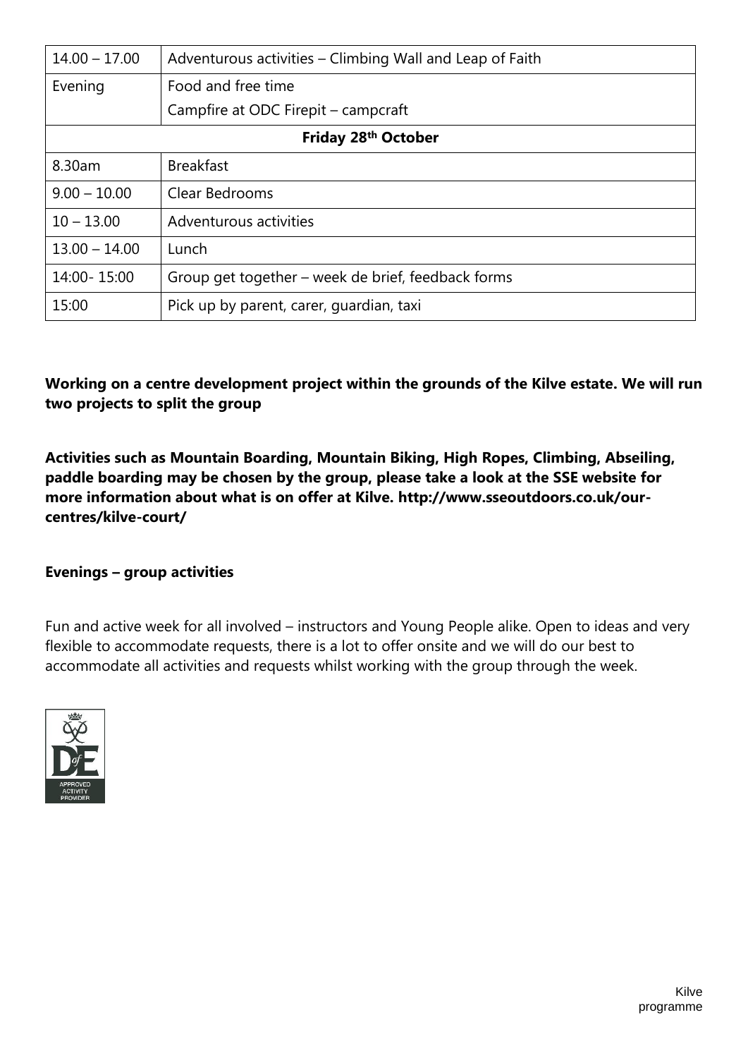| | |
|---|---|
| 14.00 – 17.00 | Adventurous activities – Climbing Wall and Leap of Faith |
| Evening | Food and free time<br>Campfire at ODC Firepit – campcraft |
| **Friday 28th October** | |
| 8.30am | Breakfast |
| 9.00 – 10.00 | Clear Bedrooms |
| 10 – 13.00 | Adventurous activities |
| 13.00 – 14.00 | Lunch |
| 14:00- 15:00 | Group get together – week de brief, feedback forms |
| 15:00 | Pick up by parent, carer, guardian, taxi |

**Working on a centre development project within the grounds of the Kilve estate. We will run two projects to split the group**

**Activities such as Mountain Boarding, Mountain Biking, High Ropes, Climbing, Abseiling, paddle boarding may be chosen by the group, please take a look at the SSE website for more information about what is on offer at Kilve. http://www.sseoutdoors.co.uk/our-centres/kilve-court/**

**Evenings – group activities**

Fun and active week for all involved – instructors and Young People alike. Open to ideas and very flexible to accommodate requests, there is a lot to offer onsite and we will do our best to accommodate all activities and requests whilst working with the group through the week.

DofE APPROVED ACTIVITY PROVIDER

Kilve programme